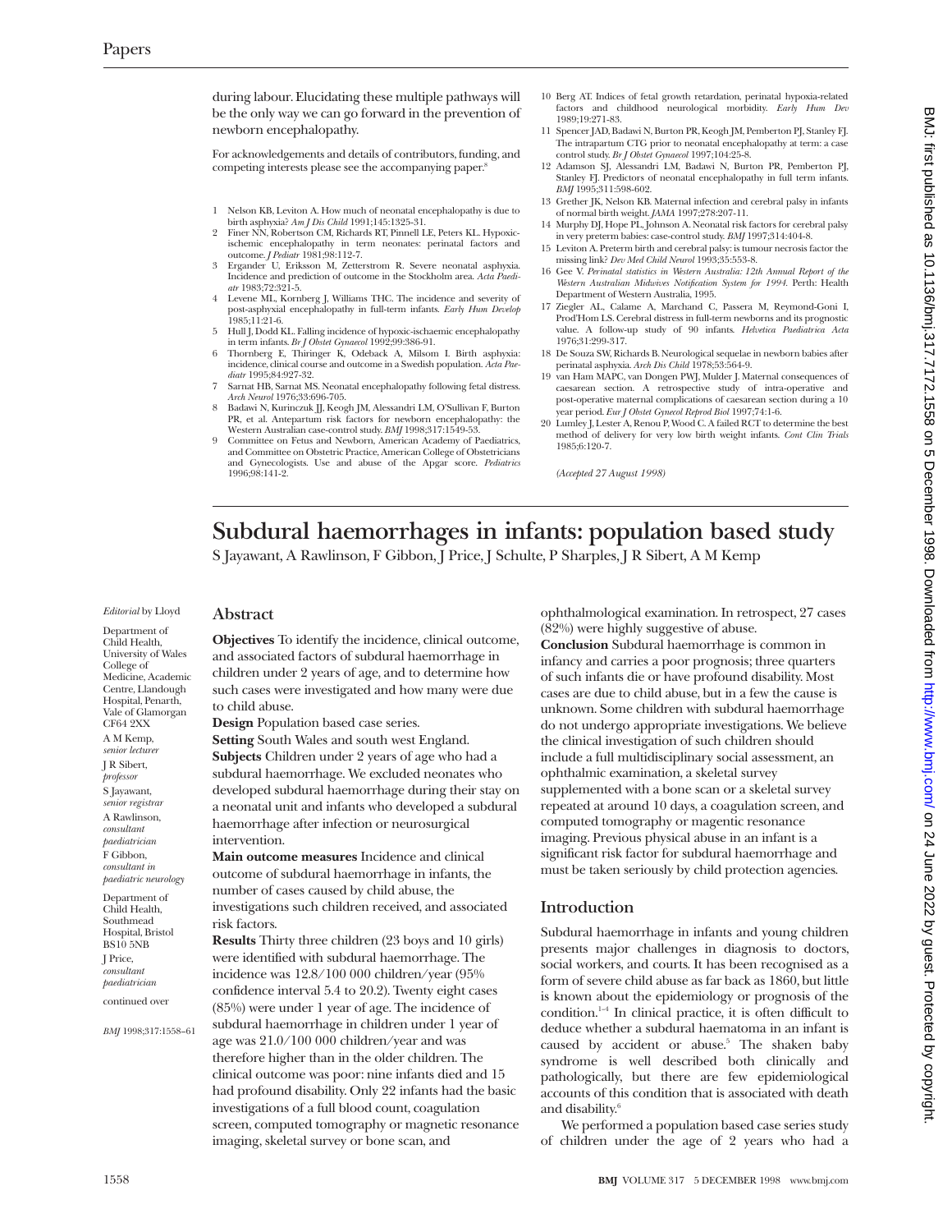during labour. Elucidating these multiple pathways will be the only way we can go forward in the prevention of newborn encephalopathy.

For acknowledgements and details of contributors, funding, and competing interests please see the accompanying paper.[8]

1. Nelson KB, Leviton A. How much of neonatal encephalopathy is due to birth asphyxia? *Am J Dis Child* 1991;145:1325-31.
2. Finer NN, Robertson CM, Richards RT, Pinnell LE, Peters KL. Hypoxic-ischemic encephalopathy in term neonates: perinatal factors and outcome. *J Pediatr* 1981;98:112-7.
3. Ergander U, Eriksson M, Zetterstrom R. Severe neonatal asphyxia. Incidence and prediction of outcome in the Stockholm area. *Acta Paediatr* 1983;72:321-5.
4. Levene ML, Kornberg J, Williams THC. The incidence and severity of post-asphyxial encephalopathy in full-term infants. *Early Hum Develop* 1985;11:21-6.
5. Hull J, Dodd KL. Falling incidence of hypoxic-ischaemic encephalopathy in term infants. *Br J Obstet Gynaecol* 1992;99:386-91.
6. Thornberg E, Thiringer K, Odeback A, Milsom I. Birth asphyxia: incidence, clinical course and outcome in a Swedish population. *Acta Paediatr* 1995;84:927-32.
7. Sarnat HB, Sarnat MS. Neonatal encephalopathy following fetal distress. *Arch Neurol* 1976;33:696-705.
8. Badawi N, Kurinczuk JJ, Keogh JM, Alessandri LM, O'Sullivan F, Burton PR, et al. Antepartum risk factors for newborn encephalopathy: the Western Australian case-control study. *BMJ* 1998;317:1549-53.
9. Committee on Fetus and Newborn, American Academy of Paediatrics, and Committee on Obstetric Practice, American College of Obstetricians and Gynecologists. Use and abuse of the Apgar score. *Pediatrics* 1996;98:141-2.
10. Berg AT. Indices of fetal growth retardation, perinatal hypoxia-related factors and childhood neurological morbidity. *Early Hum Dev* 1989;19:271-83.
11. Spencer JAD, Badawi N, Burton PR, Keogh JM, Pemberton PJ, Stanley FJ. The intrapartum CTG prior to neonatal encephalopathy at term: a case control study. *Br J Obstet Gynaecol* 1997;104:25-8.
12. Adamson SJ, Alessandri LM, Badawi N, Burton PR, Pemberton PJ, Stanley FJ. Predictors of neonatal encephalopathy in full term infants. *BMJ* 1995;311:598-602.
13. Grether JK, Nelson KB. Maternal infection and cerebral palsy in infants of normal birth weight. *JAMA* 1997;278:207-11.
14. Murphy DJ, Hope PL, Johnson A. Neonatal risk factors for cerebral palsy in very preterm babies: case-control study. *BMJ* 1997;314:404-8.
15. Leviton A. Preterm birth and cerebral palsy: is tumour necrosis factor the missing link? *Dev Med Child Neurol* 1993;35:553-8.
16. Gee V. *Perinatal statistics in Western Australia: 12th Annual Report of the Western Australian Midwives Notification System for 1994.* Perth: Health Department of Western Australia, 1995.
17. Ziegler AL, Calame A, Marchand C, Passera M, Reymond-Goni I, Prod'Hom LS. Cerebral distress in full-term newborns and its prognostic value. A follow-up study of 90 infants. *Helvetica Paediatrica Acta* 1976;31:299-317.
18. De Souza SW, Richards B. Neurological sequelae in newborn babies after perinatal asphyxia. *Arch Dis Child* 1978;53:564-9.
19. van Ham MAPC, van Dongen PWJ, Mulder J. Maternal consequences of caesarean section. A retrospective study of intra-operative and post-operative maternal complications of caesarean section during a 10 year period. *Eur J Obstet Gynecol Reprod Biol* 1997;74:1-6.
20. Lumley J, Lester A, Renou P, Wood C. A failed RCT to determine the best method of delivery for very low birth weight infants. *Cont Clin Trials* 1985;6:120-7.

*(Accepted 27 August 1998)*

# Subdural haemorrhages in infants: population based study

S Jayawant, A Rawlinson, F Gibbon, J Price, J Schulte, P Sharples, J R Sibert, A M Kemp

*Editorial* by Lloyd

Department of Child Health, University of Wales College of Medicine, Academic Centre, Llandough Hospital, Penarth, Vale of Glamorgan CF64 2XX

A M Kemp, *senior lecturer*

J R Sibert, *professor*

S Jayawant, *senior registrar*

A Rawlinson, *consultant paediatrician*

F Gibbon, *consultant in paediatric neurology*

Department of Child Health, Southmead Hospital, Bristol BS10 5NB

J Price, *consultant paediatrician*

continued over

*BMJ* 1998;317:1558–61

## Abstract

**Objectives** To identify the incidence, clinical outcome, and associated factors of subdural haemorrhage in children under 2 years of age, and to determine how such cases were investigated and how many were due to child abuse.

**Design** Population based case series.

**Setting** South Wales and south west England.

**Subjects** Children under 2 years of age who had a subdural haemorrhage. We excluded neonates who developed subdural haemorrhage during their stay on a neonatal unit and infants who developed a subdural haemorrhage after infection or neurosurgical intervention.

**Main outcome measures** Incidence and clinical outcome of subdural haemorrhage in infants, the number of cases caused by child abuse, the investigations such children received, and associated risk factors.

**Results** Thirty three children (23 boys and 10 girls) were identified with subdural haemorrhage. The incidence was 12.8/100 000 children/year (95% confidence interval 5.4 to 20.2). Twenty eight cases (85%) were under 1 year of age. The incidence of subdural haemorrhage in children under 1 year of age was 21.0/100 000 children/year and was therefore higher than in the older children. The clinical outcome was poor: nine infants died and 15 had profound disability. Only 22 infants had the basic investigations of a full blood count, coagulation screen, computed tomography or magnetic resonance imaging, skeletal survey or bone scan, and ophthalmological examination. In retrospect, 27 cases (82%) were highly suggestive of abuse.

**Conclusion** Subdural haemorrhage is common in infancy and carries a poor prognosis; three quarters of such infants die or have profound disability. Most cases are due to child abuse, but in a few the cause is unknown. Some children with subdural haemorrhage do not undergo appropriate investigations. We believe the clinical investigation of such children should include a full multidisciplinary social assessment, an ophthalmic examination, a skeletal survey supplemented with a bone scan or a skeletal survey repeated at around 10 days, a coagulation screen, and computed tomography or magentic resonance imaging. Previous physical abuse in an infant is a significant risk factor for subdural haemorrhage and must be taken seriously by child protection agencies.

## Introduction

Subdural haemorrhage in infants and young children presents major challenges in diagnosis to doctors, social workers, and courts. It has been recognised as a form of severe child abuse as far back as 1860, but little is known about the epidemiology or prognosis of the condition.[1–4] In clinical practice, it is often difficult to deduce whether a subdural haematoma in an infant is caused by accident or abuse.[5] The shaken baby syndrome is well described both clinically and pathologically, but there are few epidemiological accounts of this condition that is associated with death and disability.[6]

We performed a population based case series study of children under the age of 2 years who had a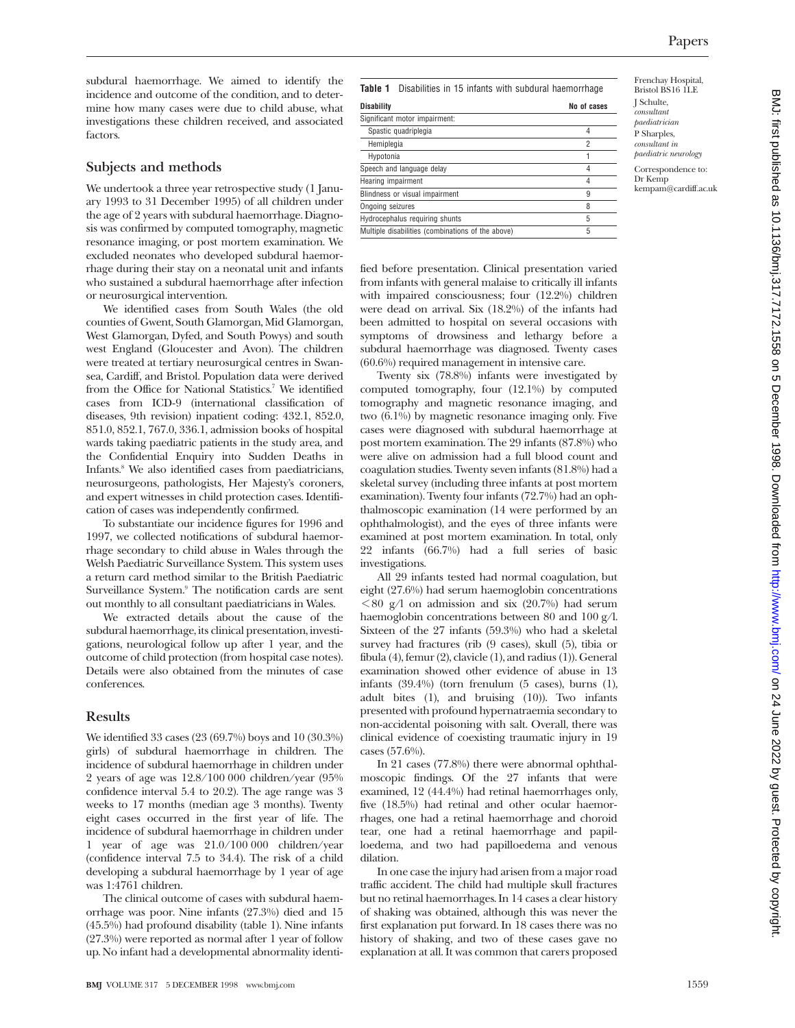subdural haemorrhage. We aimed to identify the incidence and outcome of the condition, and to determine how many cases were due to child abuse, what investigations these children received, and associated factors.

## Subjects and methods

We undertook a three year retrospective study (1 January 1993 to 31 December 1995) of all children under the age of 2 years with subdural haemorrhage. Diagnosis was confirmed by computed tomography, magnetic resonance imaging, or post mortem examination. We excluded neonates who developed subdural haemorrhage during their stay on a neonatal unit and infants who sustained a subdural haemorrhage after infection or neurosurgical intervention.

We identified cases from South Wales (the old counties of Gwent, South Glamorgan, Mid Glamorgan, West Glamorgan, Dyfed, and South Powys) and south west England (Gloucester and Avon). The children were treated at tertiary neurosurgical centres in Swansea, Cardiff, and Bristol. Population data were derived from the Office for National Statistics.[7] We identified cases from ICD-9 (international classification of diseases, 9th revision) inpatient coding: 432.1, 852.0, 851.0, 852.1, 767.0, 336.1, admission books of hospital wards taking paediatric patients in the study area, and the Confidential Enquiry into Sudden Deaths in Infants.[8] We also identified cases from paediatricians, neurosurgeons, pathologists, Her Majesty's coroners, and expert witnesses in child protection cases. Identification of cases was independently confirmed.

To substantiate our incidence figures for 1996 and 1997, we collected notifications of subdural haemorrhage secondary to child abuse in Wales through the Welsh Paediatric Surveillance System. This system uses a return card method similar to the British Paediatric Surveillance System.[9] The notification cards are sent out monthly to all consultant paediatricians in Wales.

We extracted details about the cause of the subdural haemorrhage, its clinical presentation, investigations, neurological follow up after 1 year, and the outcome of child protection (from hospital case notes). Details were also obtained from the minutes of case conferences.

## Results

We identified 33 cases (23 (69.7%) boys and 10 (30.3%) girls) of subdural haemorrhage in children. The incidence of subdural haemorrhage in children under 2 years of age was 12.8/100 000 children/year (95% confidence interval 5.4 to 20.2). The age range was 3 weeks to 17 months (median age 3 months). Twenty eight cases occurred in the first year of life. The incidence of subdural haemorrhage in children under 1 year of age was 21.0/100 000 children/year (confidence interval 7.5 to 34.4). The risk of a child developing a subdural haemorrhage by 1 year of age was 1:4761 children.

The clinical outcome of cases with subdural haemorrhage was poor. Nine infants (27.3%) died and 15 (45.5%) had profound disability (table 1). Nine infants (27.3%) were reported as normal after 1 year of follow up. No infant had a developmental abnormality identified before presentation. Clinical presentation varied from infants with general malaise to critically ill infants with impaired consciousness; four (12.2%) children were dead on arrival. Six (18.2%) of the infants had been admitted to hospital on several occasions with symptoms of drowsiness and lethargy before a subdural haemorrhage was diagnosed. Twenty cases (60.6%) required management in intensive care.

**Table 1** Disabilities in 15 infants with subdural haemorrhage

| Disability | No of cases |
|---|---|
| Significant motor impairment: | |
| Spastic quadriplegia | 4 |
| Hemiplegia | 2 |
| Hypotonia | 1 |
| Speech and language delay | 4 |
| Hearing impairment | 4 |
| Blindness or visual impairment | 9 |
| Ongoing seizures | 8 |
| Hydrocephalus requiring shunts | 5 |
| Multiple disabilities (combinations of the above) | 5 |

Twenty six (78.8%) infants were investigated by computed tomography, four (12.1%) by computed tomography and magnetic resonance imaging, and two (6.1%) by magnetic resonance imaging only. Five cases were diagnosed with subdural haemorrhage at post mortem examination. The 29 infants (87.8%) who were alive on admission had a full blood count and coagulation studies. Twenty seven infants (81.8%) had a skeletal survey (including three infants at post mortem examination). Twenty four infants (72.7%) had an ophthalmoscopic examination (14 were performed by an ophthalmologist), and the eyes of three infants were examined at post mortem examination. In total, only 22 infants (66.7%) had a full series of basic investigations.

All 29 infants tested had normal coagulation, but eight (27.6%) had serum haemoglobin concentrations <80 g/l on admission and six (20.7%) had serum haemoglobin concentrations between 80 and 100 g/l. Sixteen of the 27 infants (59.3%) who had a skeletal survey had fractures (rib (9 cases), skull (5), tibia or fibula (4), femur (2), clavicle (1), and radius (1)). General examination showed other evidence of abuse in 13 infants (39.4%) (torn frenulum (5 cases), burns (1), adult bites (1), and bruising (10)). Two infants presented with profound hypernatraemia secondary to non-accidental poisoning with salt. Overall, there was clinical evidence of coexisting traumatic injury in 19 cases (57.6%).

In 21 cases (77.8%) there were abnormal ophthalmoscopic findings. Of the 27 infants that were examined, 12 (44.4%) had retinal haemorrhages only, five (18.5%) had retinal and other ocular haemorrhages, one had a retinal haemorrhage and choroid tear, one had a retinal haemorrhage and papilloedema, and two had papilloedema and venous dilation.

In one case the injury had arisen from a major road traffic accident. The child had multiple skull fractures but no retinal haemorrhages. In 14 cases a clear history of shaking was obtained, although this was never the first explanation put forward. In 18 cases there was no history of shaking, and two of these cases gave no explanation at all. It was common that carers proposed

Frenchay Hospital, Bristol BS16 1LE
J Schulte, *consultant paediatrician*
P Sharples, *consultant in paediatric neurology*

Correspondence to: Dr Kemp kempam@cardiff.ac.uk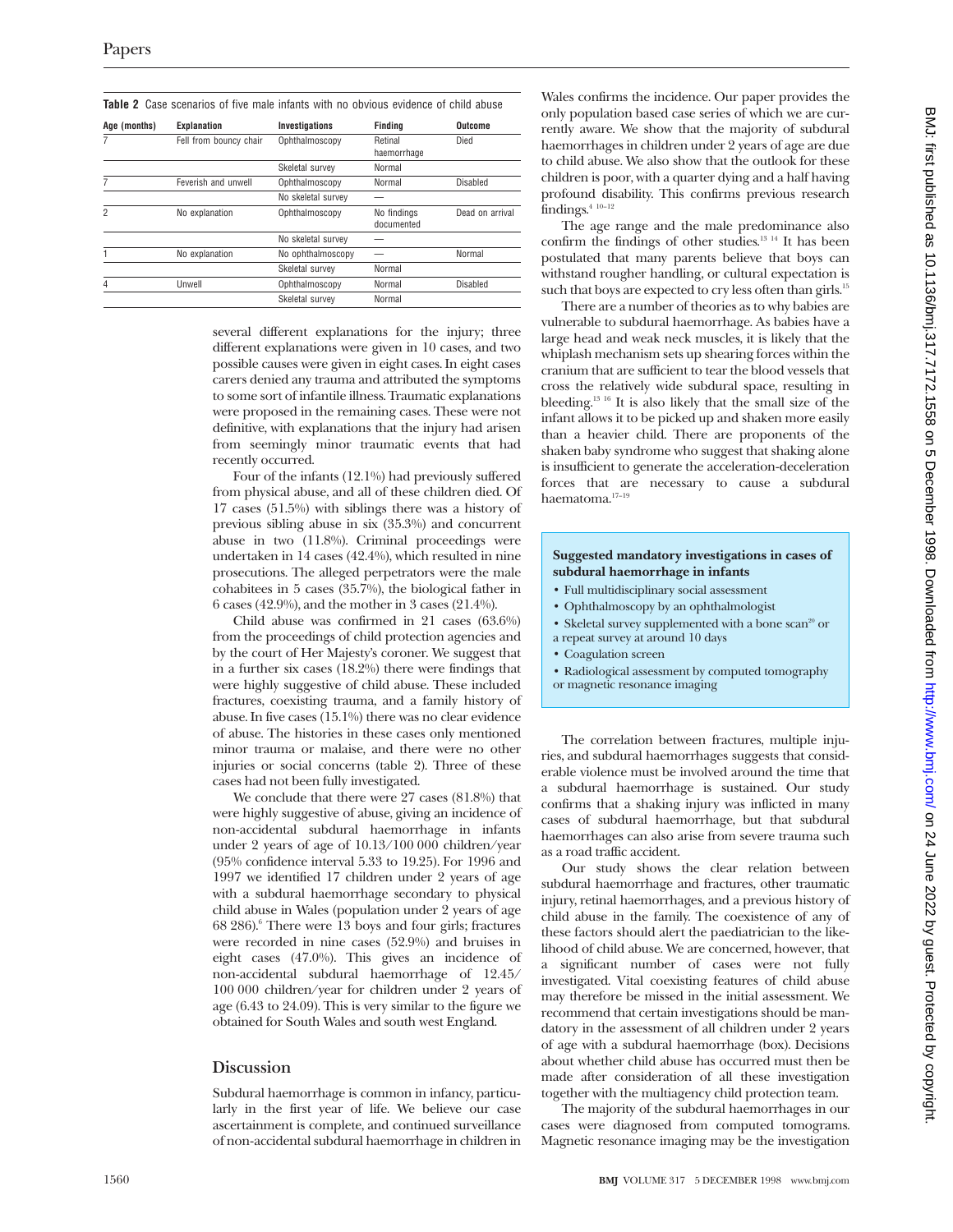**Table 2** Case scenarios of five male infants with no obvious evidence of child abuse

| Age (months) | Explanation | Investigations | Finding | Outcome |
|---|---|---|---|---|
| 7 | Fell from bouncy chair | Ophthalmoscopy | Retinal haemorrhage | Died |
| | | Skeletal survey | Normal | |
| 7 | Feverish and unwell | Ophthalmoscopy | Normal | Disabled |
| | | No skeletal survey | — | |
| 2 | No explanation | Ophthalmoscopy | No findings documented | Dead on arrival |
| | | No skeletal survey | — | |
| 1 | No explanation | No ophthalmoscopy | — | Normal |
| | | Skeletal survey | Normal | |
| 4 | Unwell | Ophthalmoscopy | Normal | Disabled |
| | | Skeletal survey | Normal | |

several different explanations for the injury; three different explanations were given in 10 cases, and two possible causes were given in eight cases. In eight cases carers denied any trauma and attributed the symptoms to some sort of infantile illness. Traumatic explanations were proposed in the remaining cases. These were not definitive, with explanations that the injury had arisen from seemingly minor traumatic events that had recently occurred.

Four of the infants (12.1%) had previously suffered from physical abuse, and all of these children died. Of 17 cases (51.5%) with siblings there was a history of previous sibling abuse in six (35.3%) and concurrent abuse in two (11.8%). Criminal proceedings were undertaken in 14 cases (42.4%), which resulted in nine prosecutions. The alleged perpetrators were the male cohabitees in 5 cases (35.7%), the biological father in 6 cases (42.9%), and the mother in 3 cases (21.4%).

Child abuse was confirmed in 21 cases (63.6%) from the proceedings of child protection agencies and by the court of Her Majesty's coroner. We suggest that in a further six cases (18.2%) there were findings that were highly suggestive of child abuse. These included fractures, coexisting trauma, and a family history of abuse. In five cases (15.1%) there was no clear evidence of abuse. The histories in these cases only mentioned minor trauma or malaise, and there were no other injuries or social concerns (table 2). Three of these cases had not been fully investigated.

We conclude that there were 27 cases (81.8%) that were highly suggestive of abuse, giving an incidence of non-accidental subdural haemorrhage in infants under 2 years of age of 10.13/100 000 children/year (95% confidence interval 5.33 to 19.25). For 1996 and 1997 we identified 17 children under 2 years of age with a subdural haemorrhage secondary to physical child abuse in Wales (population under 2 years of age 68 286).[6] There were 13 boys and four girls; fractures were recorded in nine cases (52.9%) and bruises in eight cases (47.0%). This gives an incidence of non-accidental subdural haemorrhage of 12.45/100 000 children/year for children under 2 years of age (6.43 to 24.09). This is very similar to the figure we obtained for South Wales and south west England.

## Discussion

Subdural haemorrhage is common in infancy, particularly in the first year of life. We believe our case ascertainment is complete, and continued surveillance of non-accidental subdural haemorrhage in children in Wales confirms the incidence. Our paper provides the only population based case series of which we are currently aware. We show that the majority of subdural haemorrhages in children under 2 years of age are due to child abuse. We also show that the outlook for these children is poor, with a quarter dying and a half having profound disability. This confirms previous research findings.[4 10–12]

The age range and the male predominance also confirm the findings of other studies.[13 14] It has been postulated that many parents believe that boys can withstand rougher handling, or cultural expectation is such that boys are expected to cry less often than girls.[15]

There are a number of theories as to why babies are vulnerable to subdural haemorrhage. As babies have a large head and weak neck muscles, it is likely that the whiplash mechanism sets up shearing forces within the cranium that are sufficient to tear the blood vessels that cross the relatively wide subdural space, resulting in bleeding.[13 16] It is also likely that the small size of the infant allows it to be picked up and shaken more easily than a heavier child. There are proponents of the shaken baby syndrome who suggest that shaking alone is insufficient to generate the acceleration-deceleration forces that are necessary to cause a subdural haematoma.[17–19]

**Suggested mandatory investigations in cases of subdural haemorrhage in infants**

- Full multidisciplinary social assessment
- Ophthalmoscopy by an ophthalmologist
- Skeletal survey supplemented with a bone scan[20] or a repeat survey at around 10 days
- Coagulation screen
- Radiological assessment by computed tomography or magnetic resonance imaging

The correlation between fractures, multiple injuries, and subdural haemorrhages suggests that considerable violence must be involved around the time that a subdural haemorrhage is sustained. Our study confirms that a shaking injury was inflicted in many cases of subdural haemorrhage, but that subdural haemorrhages can also arise from severe trauma such as a road traffic accident.

Our study shows the clear relation between subdural haemorrhage and fractures, other traumatic injury, retinal haemorrhages, and a previous history of child abuse in the family. The coexistence of any of these factors should alert the paediatrician to the likelihood of child abuse. We are concerned, however, that a significant number of cases were not fully investigated. Vital coexisting features of child abuse may therefore be missed in the initial assessment. We recommend that certain investigations should be mandatory in the assessment of all children under 2 years of age with a subdural haemorrhage (box). Decisions about whether child abuse has occurred must then be made after consideration of all these investigation together with the multiagency child protection team.

The majority of the subdural haemorrhages in our cases were diagnosed from computed tomograms. Magnetic resonance imaging may be the investigation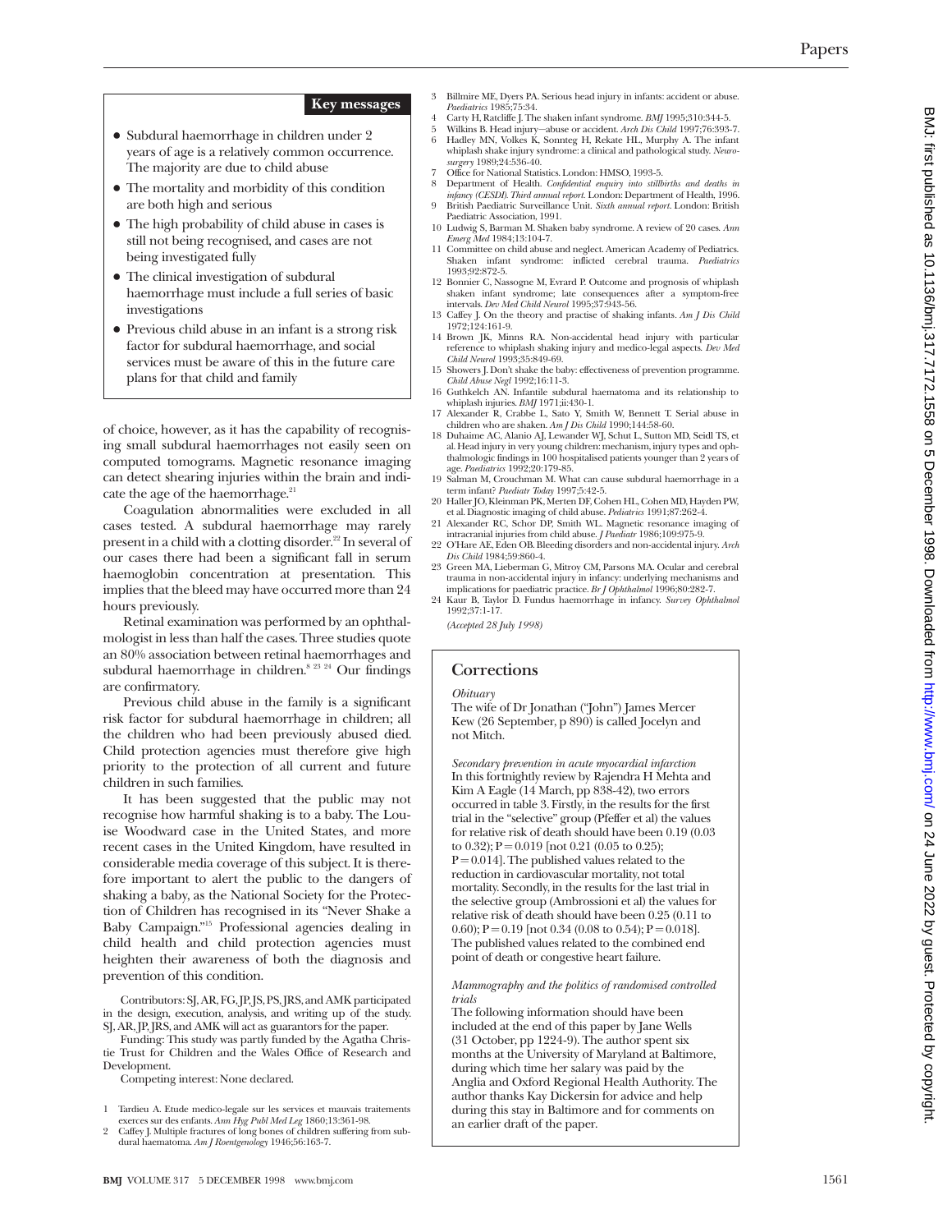## Key messages

- Subdural haemorrhage in children under 2 years of age is a relatively common occurrence. The majority are due to child abuse
- The mortality and morbidity of this condition are both high and serious
- The high probability of child abuse in cases is still not being recognised, and cases are not being investigated fully
- The clinical investigation of subdural haemorrhage must include a full series of basic investigations
- Previous child abuse in an infant is a strong risk factor for subdural haemorrhage, and social services must be aware of this in the future care plans for that child and family

of choice, however, as it has the capability of recognising small subdural haemorrhages not easily seen on computed tomograms. Magnetic resonance imaging can detect shearing injuries within the brain and indicate the age of the haemorrhage.[21]

Coagulation abnormalities were excluded in all cases tested. A subdural haemorrhage may rarely present in a child with a clotting disorder.[22] In several of our cases there had been a significant fall in serum haemoglobin concentration at presentation. This implies that the bleed may have occurred more than 24 hours previously.

Retinal examination was performed by an ophthalmologist in less than half the cases. Three studies quote an 80% association between retinal haemorrhages and subdural haemorrhage in children.[8 23 24] Our findings are confirmatory.

Previous child abuse in the family is a significant risk factor for subdural haemorrhage in children; all the children who had been previously abused died. Child protection agencies must therefore give high priority to the protection of all current and future children in such families.

It has been suggested that the public may not recognise how harmful shaking is to a baby. The Louise Woodward case in the United States, and more recent cases in the United Kingdom, have resulted in considerable media coverage of this subject. It is therefore important to alert the public to the dangers of shaking a baby, as the National Society for the Protection of Children has recognised in its "Never Shake a Baby Campaign."[15] Professional agencies dealing in child health and child protection agencies must heighten their awareness of both the diagnosis and prevention of this condition.

Contributors: SJ, AR, FG, JP, JS, PS, JRS, and AMK participated in the design, execution, analysis, and writing up of the study. SJ, AR, JP, JRS, and AMK will act as guarantors for the paper.

Funding: This study was partly funded by the Agatha Christie Trust for Children and the Wales Office of Research and Development.

Competing interest: None declared.

1. Tardieu A. Etude medico-legale sur les services et mauvais traitements exerces sur des enfants. *Ann Hyg Publ Med Leg* 1860;13:361-98.
2. Caffey J. Multiple fractures of long bones of children suffering from subdural haematoma. *Am J Roentgenology* 1946;56:163-7.
3. Billmire ME, Dyers PA. Serious head injury in infants: accident or abuse. *Paediatrics* 1985;75:34.
4. Carty H, Ratcliffe J. The shaken infant syndrome. *BMJ* 1995;310:344-5.
5. Wilkins B. Head injury—abuse or accident. *Arch Dis Child* 1997;76:393-7.
6. Hadley MN, Volkes K, Sonnteg H, Rekate HL, Murphy A. The infant whiplash shake injury syndrome: a clinical and pathological study. *Neurosurgery* 1989;24:536-40.
7. Office for National Statistics. London: HMSO, 1993-5.
8. Department of Health. *Confidential enquiry into stillbirths and deaths in infancy (CESDI). Third annual report.* London: Department of Health, 1996.
9. British Paediatric Surveillance Unit. *Sixth annual report.* London: British Paediatric Association, 1991.
10. Ludwig S, Barman M. Shaken baby syndrome. A review of 20 cases. *Ann Emerg Med* 1984;13:104-7.
11. Committee on child abuse and neglect. American Academy of Pediatrics. Shaken infant syndrome: inflicted cerebral trauma. *Paediatrics* 1993;92:872-5.
12. Bonnier C, Nassogne M, Evrard P. Outcome and prognosis of whiplash shaken infant syndrome; late consequences after a symptom-free intervals. *Dev Med Child Neurol* 1995;37:943-56.
13. Caffey J. On the theory and practise of shaking infants. *Am J Dis Child* 1972;124:161-9.
14. Brown JK, Minns RA. Non-accidental head injury with particular reference to whiplash shaking injury and medico-legal aspects. *Dev Med Child Neurol* 1993;35:849-69.
15. Showers J. Don't shake the baby: effectiveness of prevention programme. *Child Abuse Negl* 1992;16:11-3.
16. Guthkelch AN. Infantile subdural haematoma and its relationship to whiplash injuries. *BMJ* 1971;ii:430-1.
17. Alexander R, Crabbe L, Sato Y, Smith W, Bennett T. Serial abuse in children who are shaken. *Am J Dis Child* 1990;144:58-60.
18. Duhaime AC, Alanio AJ, Lewander WJ, Schut L, Sutton MD, Seidl TS, et al. Head injury in very young children: mechanism, injury types and ophthalmologic findings in 100 hospitalised patients younger than 2 years of age. *Paediatrics* 1992;20:179-85.
19. Salman M, Crouchman M. What can cause subdural haemorrhage in a term infant? *Paediatr Today* 1997;5:42-5.
20. Haller JO, Kleinman PK, Merten DF, Cohen HL, Cohen MD, Hayden PW, et al. Diagnostic imaging of child abuse. *Pediatrics* 1991;87:262-4.
21. Alexander RC, Schor DP, Smith WL. Magnetic resonance imaging of intracranial injuries from child abuse. *J Paediatr* 1986;109:975-9.
22. O'Hare AE, Eden OB. Bleeding disorders and non-accidental injury. *Arch Dis Child* 1984;59:860-4.
23. Green MA, Lieberman G, Mitroy CM, Parsons MA. Ocular and cerebral trauma in non-accidental injury in infancy: underlying mechanisms and implications for paediatric practice. *Br J Ophthalmol* 1996;80:282-7.
24. Kaur B, Taylor D. Fundus haemorrhage in infancy. *Survey Ophthalmol* 1992;37:1-17.

*(Accepted 28 July 1998)*

## Corrections

*Obituary*

The wife of Dr Jonathan ("John") James Mercer Kew (26 September, p 890) is called Jocelyn and not Mitch.

*Secondary prevention in acute myocardial infarction*

In this fortnightly review by Rajendra H Mehta and Kim A Eagle (14 March, pp 838-42), two errors occurred in table 3. Firstly, in the results for the first trial in the "selective" group (Pfeffer et al) the values for relative risk of death should have been 0.19 (0.03 to 0.32); P = 0.019 [not 0.21 (0.05 to 0.25); P = 0.014]. The published values related to the reduction in cardiovascular mortality, not total mortality. Secondly, in the results for the last trial in the selective group (Ambrossioni et al) the values for relative risk of death should have been 0.25 (0.11 to 0.60); P = 0.19 [not 0.34 (0.08 to 0.54); P = 0.018]. The published values related to the combined end point of death or congestive heart failure.

*Mammography and the politics of randomised controlled trials*

The following information should have been included at the end of this paper by Jane Wells (31 October, pp 1224-9). The author spent six months at the University of Maryland at Baltimore, during which time her salary was paid by the Anglia and Oxford Regional Health Authority. The author thanks Kay Dickersin for advice and help during this stay in Baltimore and for comments on an earlier draft of the paper.